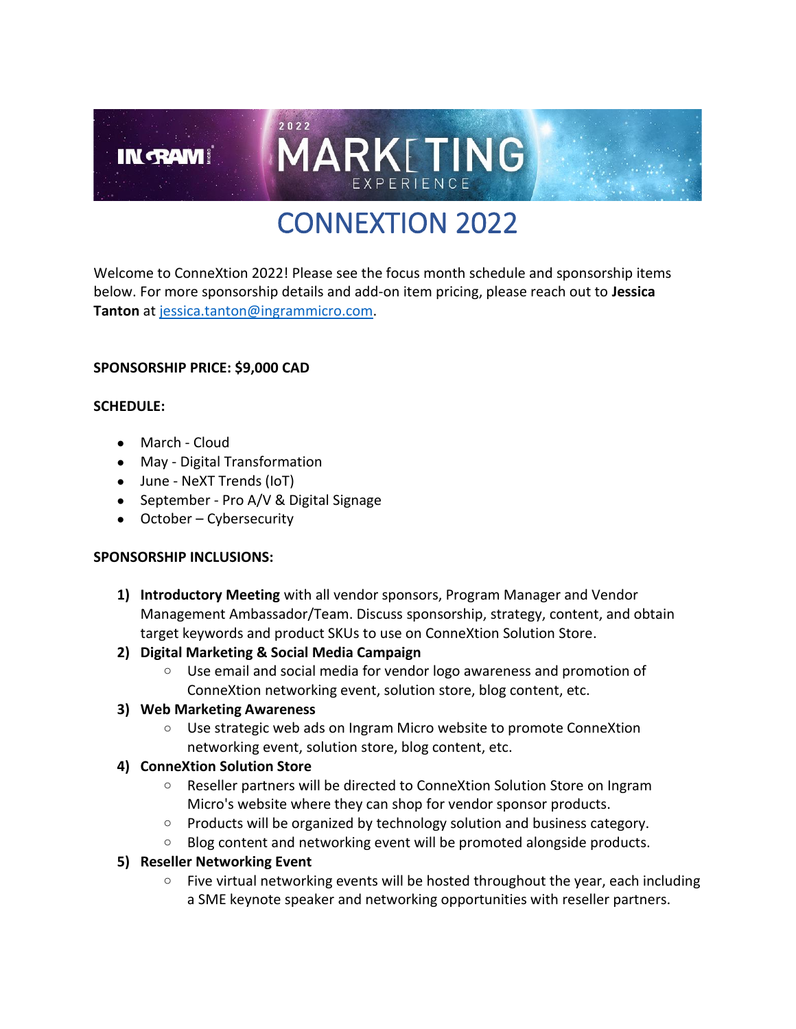# CONNEXTION 2022

Welcome to ConneXtion 2022! Please see the focus month schedule and sponsorship items below. For more sponsorship details and add-on item pricing, please reach out to **Jessica Tanton** at jessica.tanton@ingrammicro.com.

**SPONSORSHIP PRICE: $9,000 CAD**

**SCHEDULE:**

- March - Cloud
- May - Digital Transformation
- June - NeXT Trends (IoT)
- September - Pro A/V & Digital Signage
- October – Cybersecurity

**SPONSORSHIP INCLUSIONS:**

1) **Introductory Meeting** with all vendor sponsors, Program Manager and Vendor Management Ambassador/Team. Discuss sponsorship, strategy, content, and obtain target keywords and product SKUs to use on ConneXtion Solution Store.
2) **Digital Marketing & Social Media Campaign**
   - Use email and social media for vendor logo awareness and promotion of ConneXtion networking event, solution store, blog content, etc.
3) **Web Marketing Awareness**
   - Use strategic web ads on Ingram Micro website to promote ConneXtion networking event, solution store, blog content, etc.
4) **ConneXtion Solution Store**
   - Reseller partners will be directed to ConneXtion Solution Store on Ingram Micro's website where they can shop for vendor sponsor products.
   - Products will be organized by technology solution and business category.
   - Blog content and networking event will be promoted alongside products.
5) **Reseller Networking Event**
   - Five virtual networking events will be hosted throughout the year, each including a SME keynote speaker and networking opportunities with reseller partners.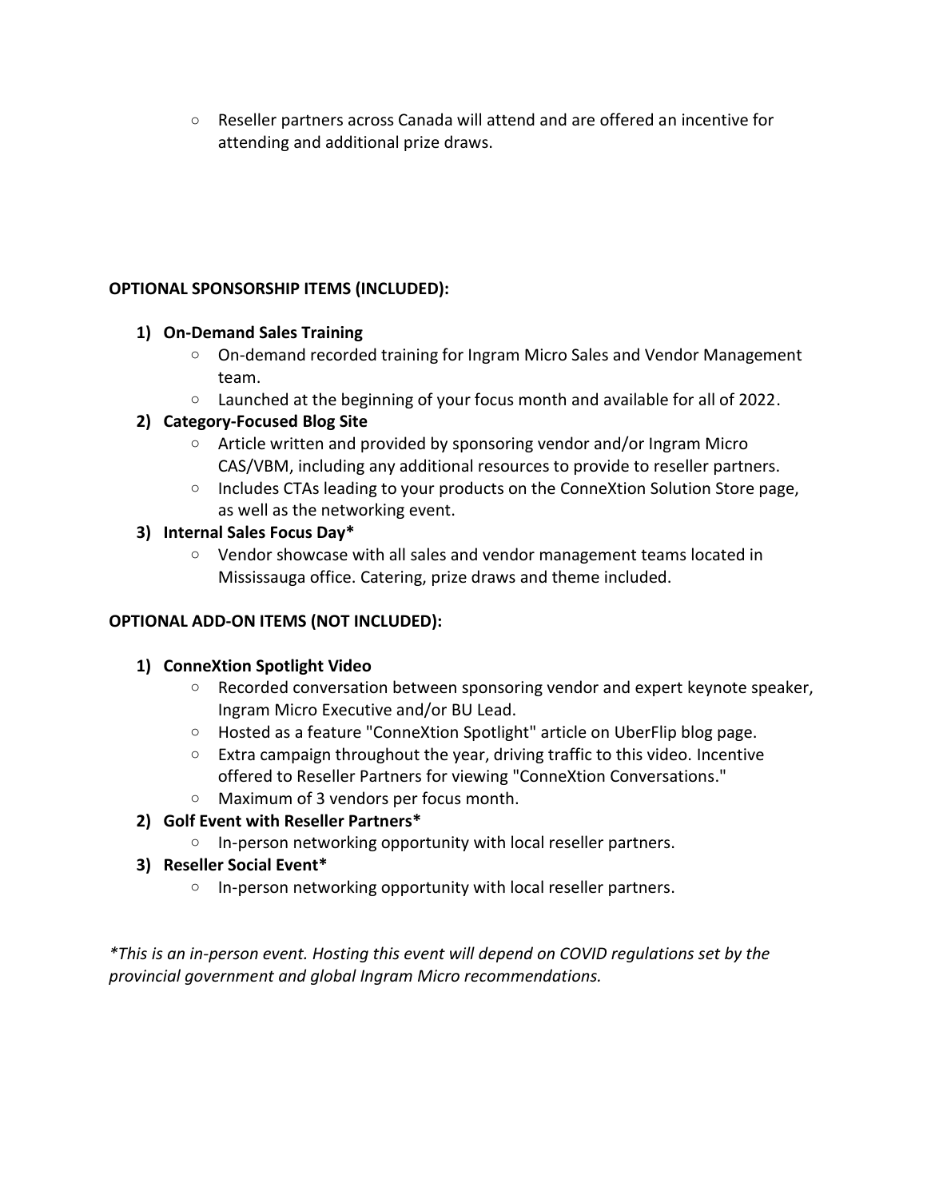- Reseller partners across Canada will attend and are offered an incentive for attending and additional prize draws.

**OPTIONAL SPONSORSHIP ITEMS (INCLUDED):**

1) **On-Demand Sales Training**
    - On-demand recorded training for Ingram Micro Sales and Vendor Management team.
    - Launched at the beginning of your focus month and available for all of 2022.
2) **Category-Focused Blog Site**
    - Article written and provided by sponsoring vendor and/or Ingram Micro CAS/VBM, including any additional resources to provide to reseller partners.
    - Includes CTAs leading to your products on the ConneXtion Solution Store page, as well as the networking event.
3) **Internal Sales Focus Day***
    - Vendor showcase with all sales and vendor management teams located in Mississauga office. Catering, prize draws and theme included.

**OPTIONAL ADD-ON ITEMS (NOT INCLUDED):**

1) **ConneXtion Spotlight Video**
    - Recorded conversation between sponsoring vendor and expert keynote speaker, Ingram Micro Executive and/or BU Lead.
    - Hosted as a feature "ConneXtion Spotlight" article on UberFlip blog page.
    - Extra campaign throughout the year, driving traffic to this video. Incentive offered to Reseller Partners for viewing "ConneXtion Conversations."
    - Maximum of 3 vendors per focus month.
2) **Golf Event with Reseller Partners***
    - In-person networking opportunity with local reseller partners.
3) **Reseller Social Event***
    - In-person networking opportunity with local reseller partners.

*\*This is an in-person event. Hosting this event will depend on COVID regulations set by the provincial government and global Ingram Micro recommendations.*